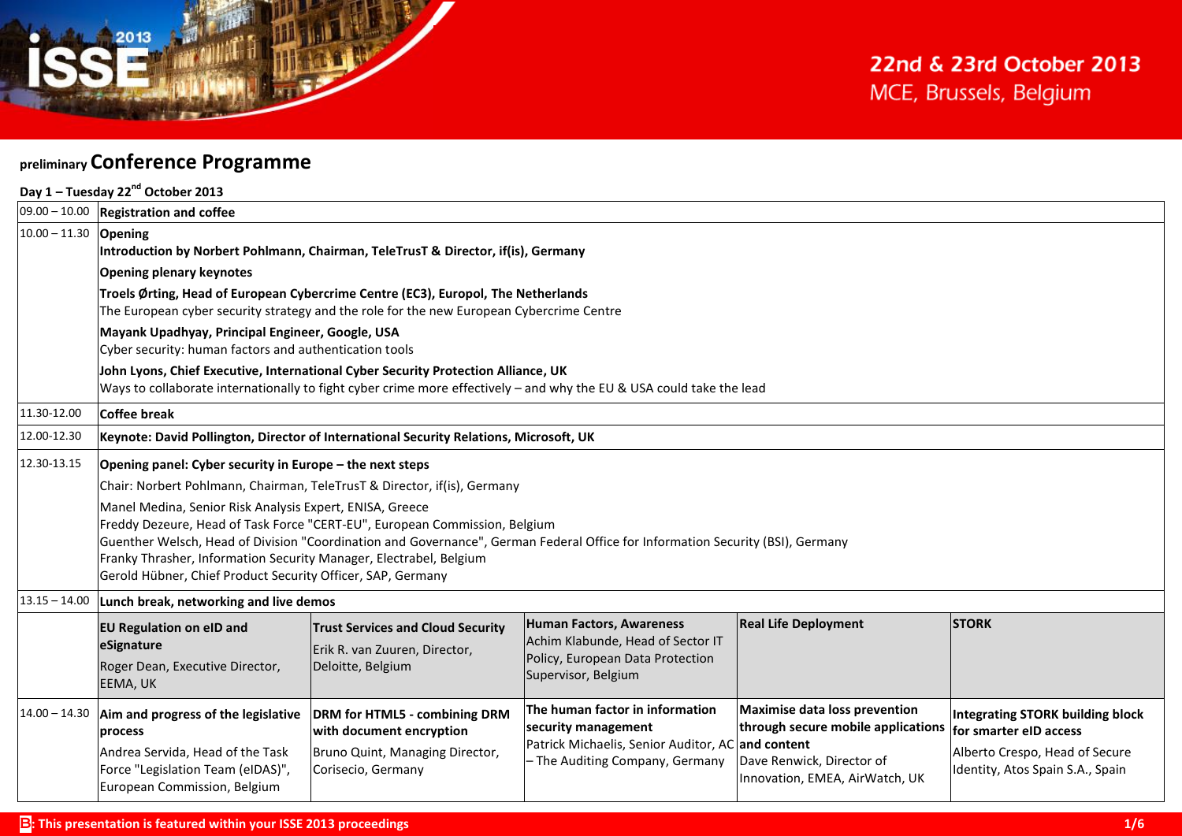# 22nd & 23rd October 2013

MCE, Brussels, Belgium

## preliminary Conference Programme

### Day 1 – Tuesday 22nd October 2013

| Time | Programme | | | | |
|---|---|---|---|---|---|
| 09.00 – 10.00 | **Registration and coffee** | | | | |
| 10.00 – 11.30 | **Opening**<br>**Introduction by Norbert Pohlmann, Chairman, TeleTrusT & Director, if(is), Germany**<br>**Opening plenary keynotes**<br>**Troels Ørting, Head of European Cybercrime Centre (EC3), Europol, The Netherlands**<br>The European cyber security strategy and the role for the new European Cybercrime Centre<br>**Mayank Upadhyay, Principal Engineer, Google, USA**<br>Cyber security: human factors and authentication tools<br>**John Lyons, Chief Executive, International Cyber Security Protection Alliance, UK**<br>Ways to collaborate internationally to fight cyber crime more effectively – and why the EU & USA could take the lead | | | | |
| 11.30-12.00 | **Coffee break** | | | | |
| 12.00-12.30 | **Keynote: David Pollington, Director of International Security Relations, Microsoft, UK** | | | | |
| 12.30-13.15 | **Opening panel: Cyber security in Europe – the next steps**<br>Chair: Norbert Pohlmann, Chairman, TeleTrusT & Director, if(is), Germany<br>Manel Medina, Senior Risk Analysis Expert, ENISA, Greece<br>Freddy Dezeure, Head of Task Force "CERT-EU", European Commission, Belgium<br>Guenther Welsch, Head of Division "Coordination and Governance", German Federal Office for Information Security (BSI), Germany<br>Franky Thrasher, Information Security Manager, Electrabel, Belgium<br>Gerold Hübner, Chief Product Security Officer, SAP, Germany | | | | |
| 13.15 – 14.00 | **Lunch break, networking and live demos** | | | | |
| | **EU Regulation on eID and eSignature**<br>Roger Dean, Executive Director, EEMA, UK | **Trust Services and Cloud Security**<br>Erik R. van Zuuren, Director, Deloitte, Belgium | **Human Factors, Awareness**<br>Achim Klabunde, Head of Sector IT Policy, European Data Protection Supervisor, Belgium | **Real Life Deployment** | **STORK** |
| 14.00 – 14.30 | **Aim and progress of the legislative process**<br>Andrea Servida, Head of the Task Force "Legislation Team (eIDAS)", European Commission, Belgium | **DRM for HTML5 - combining DRM with document encryption**<br>Bruno Quint, Managing Director, Corisecio, Germany | **The human factor in information security management**<br>Patrick Michaelis, Senior Auditor, AC – The Auditing Company, Germany | **Maximise data loss prevention through secure mobile applications and content**<br>Dave Renwick, Director of Innovation, EMEA, AirWatch, UK | **Integrating STORK building block for smarter eID access**<br>Alberto Crespo, Head of Secure Identity, Atos Spain S.A., Spain |

B: This presentation is featured within your ISSE 2013 proceedings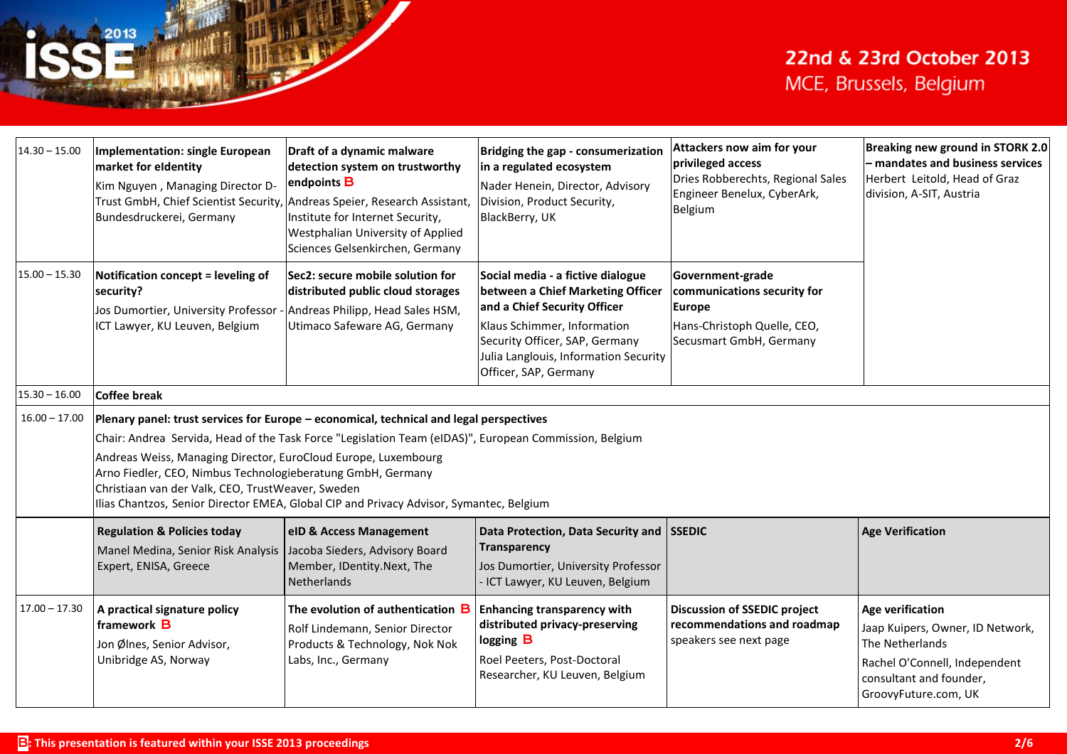| | | | | | |
|---|---|---|---|---|---|
| 14.30 – 15.00 | **Implementation: single European market for eIdentity** Kim Nguyen , Managing Director D-Trust GmbH, Chief Scientist Security, Bundesdruckerei, Germany | **Draft of a dynamic malware detection system on trustworthy endpoints B** Andreas Speier, Research Assistant, Institute for Internet Security, Westphalian University of Applied Sciences Gelsenkirchen, Germany | **Bridging the gap - consumerization in a regulated ecosystem** Nader Henein, Director, Advisory Division, Product Security, BlackBerry, UK | **Attackers now aim for your privileged access** Dries Robberechts, Regional Sales Engineer Benelux, CyberArk, Belgium | **Breaking new ground in STORK 2.0 – mandates and business services** Herbert Leitold, Head of Graz division, A-SIT, Austria |
| 15.00 – 15.30 | **Notification concept = leveling of security?** Jos Dumortier, University Professor - ICT Lawyer, KU Leuven, Belgium | **Sec2: secure mobile solution for distributed public cloud storages** Andreas Philipp, Head Sales HSM, Utimaco Safeware AG, Germany | **Social media - a fictive dialogue between a Chief Marketing Officer and a Chief Security Officer** Klaus Schimmer, Information Security Officer, SAP, Germany Julia Langlouis, Information Security Officer, SAP, Germany | **Government-grade communications security for Europe** Hans-Christoph Quelle, CEO, Secusmart GmbH, Germany | |
| 15.30 – 16.00 | **Coffee break** | | | | |
| 16.00 – 17.00 | **Plenary panel: trust services for Europe – economical, technical and legal perspectives** Chair: Andrea Servida, Head of the Task Force "Legislation Team (eIDAS)", European Commission, Belgium Andreas Weiss, Managing Director, EuroCloud Europe, Luxembourg Arno Fiedler, CEO, Nimbus Technologieberatung GmbH, Germany Christiaan van der Valk, CEO, TrustWeaver, Sweden Ilias Chantzos, Senior Director EMEA, Global CIP and Privacy Advisor, Symantec, Belgium | | | | |
| | **Regulation & Policies today** Manel Medina, Senior Risk Analysis Expert, ENISA, Greece | **eID & Access Management** Jacoba Sieders, Advisory Board Member, IDentity.Next, The Netherlands | **Data Protection, Data Security and Transparency** Jos Dumortier, University Professor - ICT Lawyer, KU Leuven, Belgium | **SSEDIC** | **Age Verification** |
| 17.00 – 17.30 | **A practical signature policy framework B** Jon Ølnes, Senior Advisor, Unibridge AS, Norway | **The evolution of authentication B** Rolf Lindemann, Senior Director Products & Technology, Nok Nok Labs, Inc., Germany | **Enhancing transparency with distributed privacy-preserving logging B** Roel Peeters, Post-Doctoral Researcher, KU Leuven, Belgium | **Discussion of SSEDIC project recommendations and roadmap** speakers see next page | **Age verification** Jaap Kuipers, Owner, ID Network, The Netherlands Rachel O'Connell, Independent consultant and founder, GroovyFuture.com, UK |

**B**: This presentation is featured within your ISSE 2013 proceedings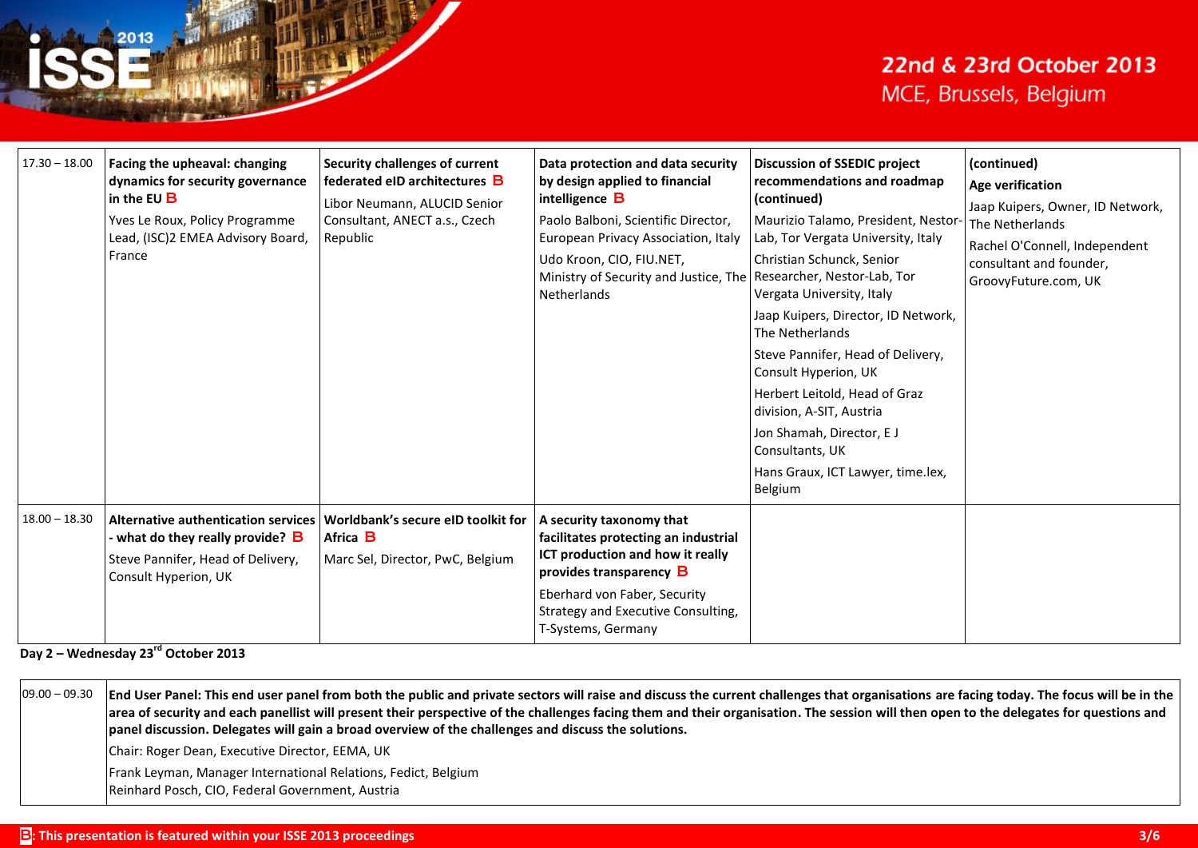| | | | | | |
|---|---|---|---|---|---|
| 17.30 – 18.00 | **Facing the upheaval: changing dynamics for security governance in the EU B** Yves Le Roux, Policy Programme Lead, (ISC)2 EMEA Advisory Board, France | **Security challenges of current federated eID architectures B** Libor Neumann, ALUCID Senior Consultant, ANECT a.s., Czech Republic | **Data protection and data security by design applied to financial intelligence B** Paolo Balboni, Scientific Director, European Privacy Association, Italy Udo Kroon, CIO, FIU.NET, Ministry of Security and Justice, The Netherlands | **Discussion of SSEDIC project recommendations and roadmap (continued)** Maurizio Talamo, President, Nestor-Lab, Tor Vergata University, Italy Christian Schunck, Senior Researcher, Nestor-Lab, Tor Vergata University, Italy Jaap Kuipers, Director, ID Network, The Netherlands Steve Pannifer, Head of Delivery, Consult Hyperion, UK Herbert Leitold, Head of Graz division, A-SIT, Austria Jon Shamah, Director, E J Consultants, UK Hans Graux, ICT Lawyer, time.lex, Belgium | **(continued)** **Age verification** Jaap Kuipers, Owner, ID Network, The Netherlands Rachel O'Connell, Independent consultant and founder, GroovyFuture.com, UK |
| 18.00 – 18.30 | **Alternative authentication services - what do they really provide? B** Steve Pannifer, Head of Delivery, Consult Hyperion, UK | **Worldbank's secure eID toolkit for Africa B** Marc Sel, Director, PwC, Belgium | **A security taxonomy that facilitates protecting an industrial ICT production and how it really provides transparency B** Eberhard von Faber, Security Strategy and Executive Consulting, T-Systems, Germany | | |

**Day 2 – Wednesday 23rd October 2013**

| | |
|---|---|
| 09.00 – 09.30 | **End User Panel: This end user panel from both the public and private sectors will raise and discuss the current challenges that organisations are facing today. The focus will be in the area of security and each panellist will present their perspective of the challenges facing them and their organisation. The session will then open to the delegates for questions and panel discussion. Delegates will gain a broad overview of the challenges and discuss the solutions.** Chair: Roger Dean, Executive Director, EEMA, UK Frank Leyman, Manager International Relations, Fedict, Belgium Reinhard Posch, CIO, Federal Government, Austria |

**B: This presentation is featured within your ISSE 2013 proceedings**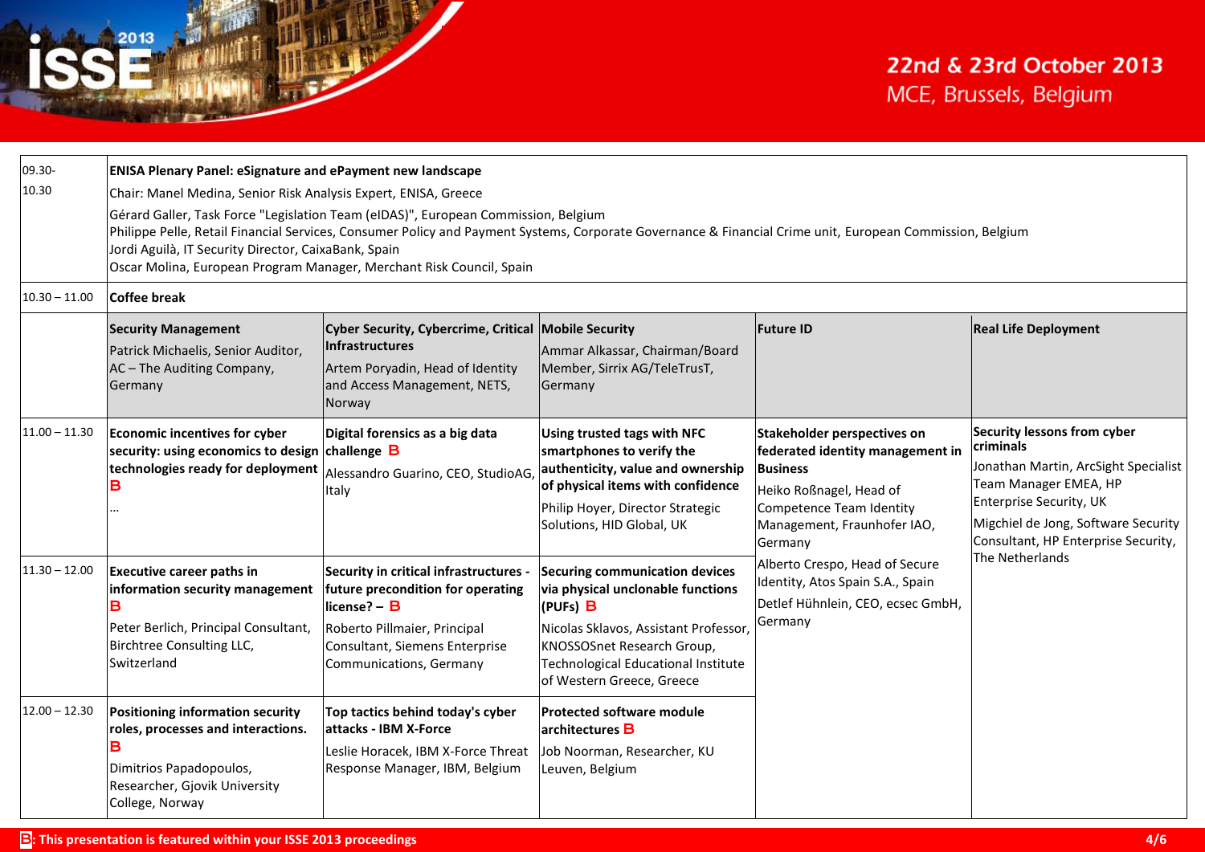| | | | | | |
|---|---|---|---|---|---|
| 09.30-10.30 | **ENISA Plenary Panel: eSignature and ePayment new landscape**<br>Chair: Manel Medina, Senior Risk Analysis Expert, ENISA, Greece<br>Gérard Galler, Task Force "Legislation Team (eIDAS)", European Commission, Belgium<br>Philippe Pelle, Retail Financial Services, Consumer Policy and Payment Systems, Corporate Governance & Financial Crime unit, European Commission, Belgium<br>Jordi Aguilà, IT Security Director, CaixaBank, Spain<br>Oscar Molina, European Program Manager, Merchant Risk Council, Spain | | | | |
| 10.30 – 11.00 | **Coffee break** | | | | |
| | **Security Management**<br>Patrick Michaelis, Senior Auditor, AC – The Auditing Company, Germany | **Cyber Security, Cybercrime, Critical Infrastructures**<br>Artem Poryadin, Head of Identity and Access Management, NETS, Norway | **Mobile Security**<br>Ammar Alkassar, Chairman/Board Member, Sirrix AG/TeleTrusT, Germany | **Future ID** | **Real Life Deployment** |
| 11.00 – 11.30 | **Economic incentives for cyber security: using economics to design technologies ready for deployment** B<br>… | **Digital forensics as a big data challenge** B<br>Alessandro Guarino, CEO, StudioAG, Italy | **Using trusted tags with NFC smartphones to verify the authenticity, value and ownership of physical items with confidence**<br>Philip Hoyer, Director Strategic Solutions, HID Global, UK | **Stakeholder perspectives on federated identity management in Business**<br>Heiko Roßnagel, Head of Competence Team Identity Management, Fraunhofer IAO, Germany<br>Alberto Crespo, Head of Secure Identity, Atos Spain S.A., Spain<br>Detlef Hühnlein, CEO, ecsec GmbH, Germany | **Security lessons from cyber criminals**<br>Jonathan Martin, ArcSight Specialist Team Manager EMEA, HP Enterprise Security, UK<br>Migchiel de Jong, Software Security Consultant, HP Enterprise Security, The Netherlands |
| 11.30 – 12.00 | **Executive career paths in information security management** B<br>Peter Berlich, Principal Consultant, Birchtree Consulting LLC, Switzerland | **Security in critical infrastructures - future precondition for operating license? –** B<br>Roberto Pillmaier, Principal Consultant, Siemens Enterprise Communications, Germany | **Securing communication devices via physical unclonable functions (PUFs)** B<br>Nicolas Sklavos, Assistant Professor, KNOSSOSnet Research Group, Technological Educational Institute of Western Greece, Greece | | |
| 12.00 – 12.30 | **Positioning information security roles, processes and interactions.** B<br>Dimitrios Papadopoulos, Researcher, Gjovik University College, Norway | **Top tactics behind today's cyber attacks - IBM X-Force**<br>Leslie Horacek, IBM X-Force Threat Response Manager, IBM, Belgium | **Protected software module architectures** B<br>Job Noorman, Researcher, KU Leuven, Belgium | | |

**B: This presentation is featured within your ISSE 2013 proceedings**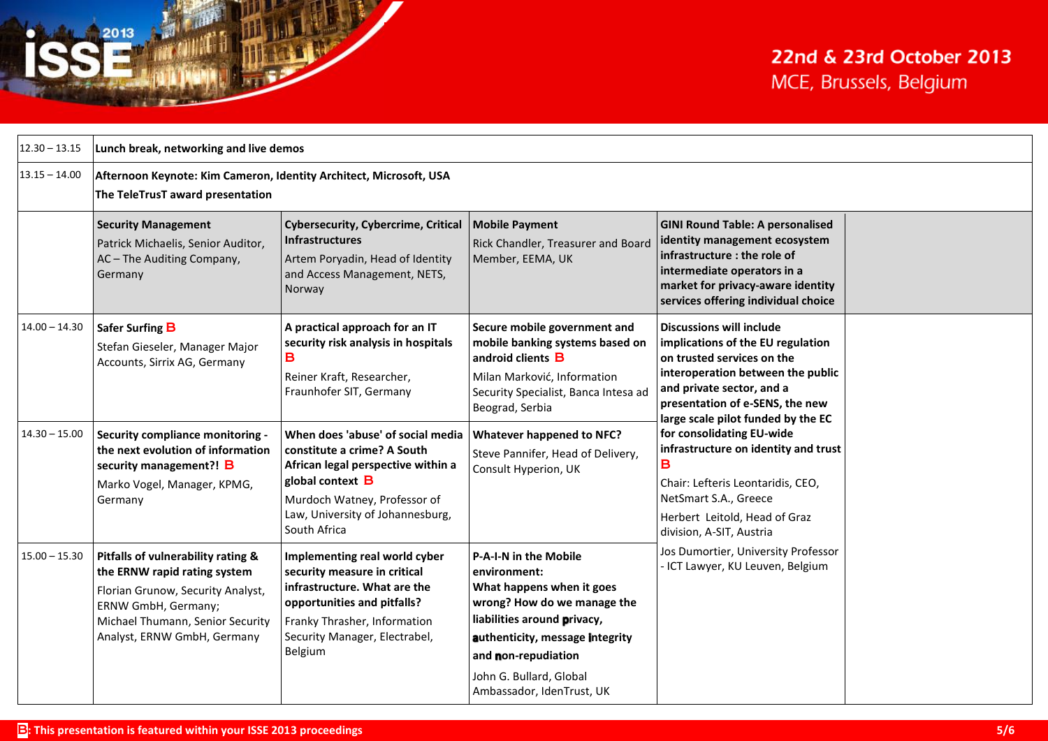| | | | | | |
|---|---|---|---|---|---|
| 12.30 – 13.15 | **Lunch break, networking and live demos** | | | | |
| 13.15 – 14.00 | **Afternoon Keynote: Kim Cameron, Identity Architect, Microsoft, USA**<br>**The TeleTrusT award presentation** | | | | |
| | **Security Management**<br>Patrick Michaelis, Senior Auditor, AC – The Auditing Company, Germany | **Cybersecurity, Cybercrime, Critical Infrastructures**<br>Artem Poryadin, Head of Identity and Access Management, NETS, Norway | **Mobile Payment**<br>Rick Chandler, Treasurer and Board Member, EEMA, UK | **GINI Round Table: A personalised identity management ecosystem infrastructure : the role of intermediate operators in a market for privacy-aware identity services offering individual choice** | |
| 14.00 – 14.30 | **Safer Surfing B**<br>Stefan Gieseler, Manager Major Accounts, Sirrix AG, Germany | **A practical approach for an IT security risk analysis in hospitals B**<br>Reiner Kraft, Researcher, Fraunhofer SIT, Germany | **Secure mobile government and mobile banking systems based on android clients B**<br>Milan Marković, Information Security Specialist, Banca Intesa ad Beograd, Serbia | **Discussions will include implications of the EU regulation on trusted services on the interoperation between the public and private sector, and a presentation of e-SENS, the new large scale pilot funded by the EC for consolidating EU-wide infrastructure on identity and trust B**<br>Chair: Lefteris Leontaridis, CEO, NetSmart S.A., Greece<br>Herbert Leitold, Head of Graz division, A-SIT, Austria<br>Jos Dumortier, University Professor - ICT Lawyer, KU Leuven, Belgium | |
| 14.30 – 15.00 | **Security compliance monitoring - the next evolution of information security management?! B**<br>Marko Vogel, Manager, KPMG, Germany | **When does 'abuse' of social media constitute a crime? A South African legal perspective within a global context B**<br>Murdoch Watney, Professor of Law, University of Johannesburg, South Africa | **Whatever happened to NFC?**<br>Steve Pannifer, Head of Delivery, Consult Hyperion, UK | | |
| 15.00 – 15.30 | **Pitfalls of vulnerability rating & the ERNW rapid rating system**<br>Florian Grunow, Security Analyst, ERNW GmbH, Germany;<br>Michael Thumann, Senior Security Analyst, ERNW GmbH, Germany | **Implementing real world cyber security measure in critical infrastructure. What are the opportunities and pitfalls?**<br>Franky Thrasher, Information Security Manager, Electrabel, Belgium | **P-A-I-N in the Mobile environment:**<br>**What happens when it goes wrong? How do we manage the liabilities around privacy, authenticity, message Integrity and non-repudiation**<br>John G. Bullard, Global Ambassador, IdenTrust, UK | | |

**B: This presentation is featured within your ISSE 2013 proceedings**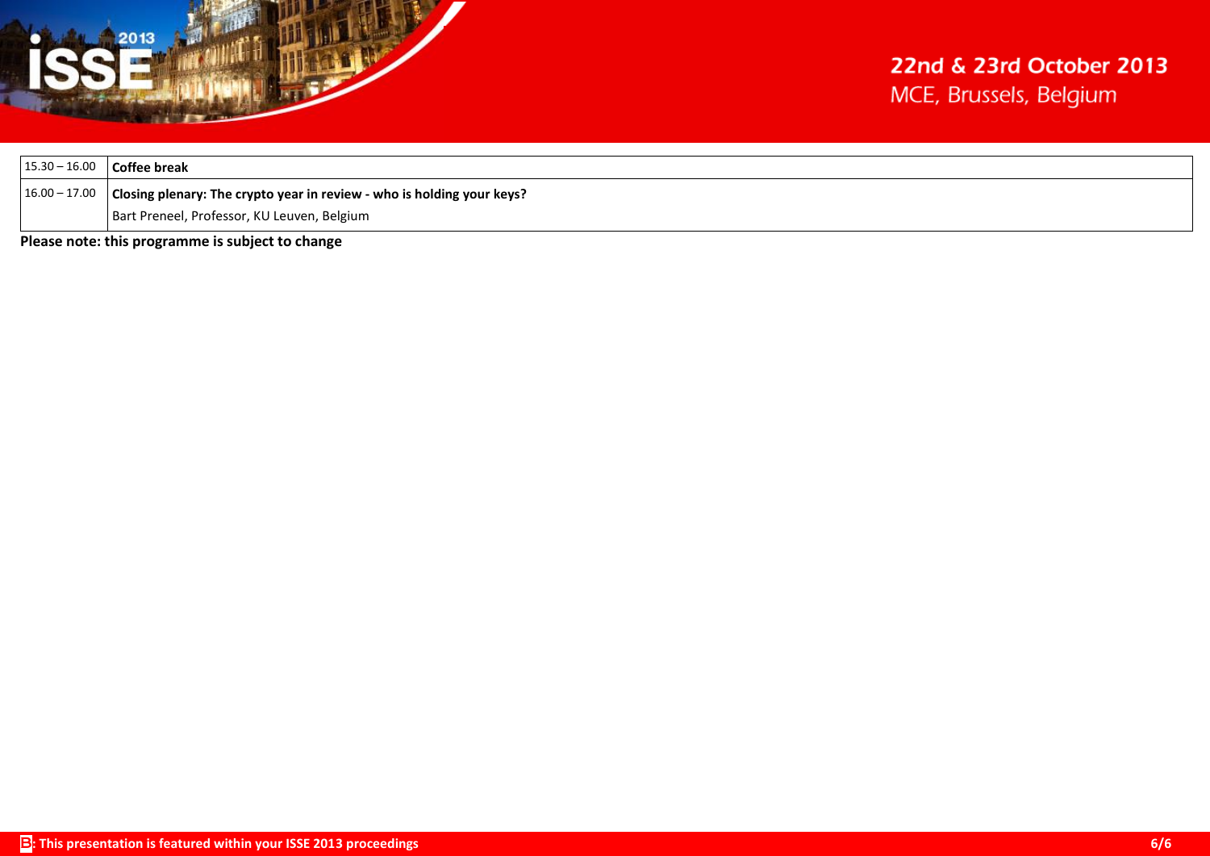| | |
|---|---|
| 15.30 – 16.00 | **Coffee break** |
| 16.00 – 17.00 | **Closing plenary: The crypto year in review - who is holding your keys?**<br>Bart Preneel, Professor, KU Leuven, Belgium |

**Please note: this programme is subject to change**